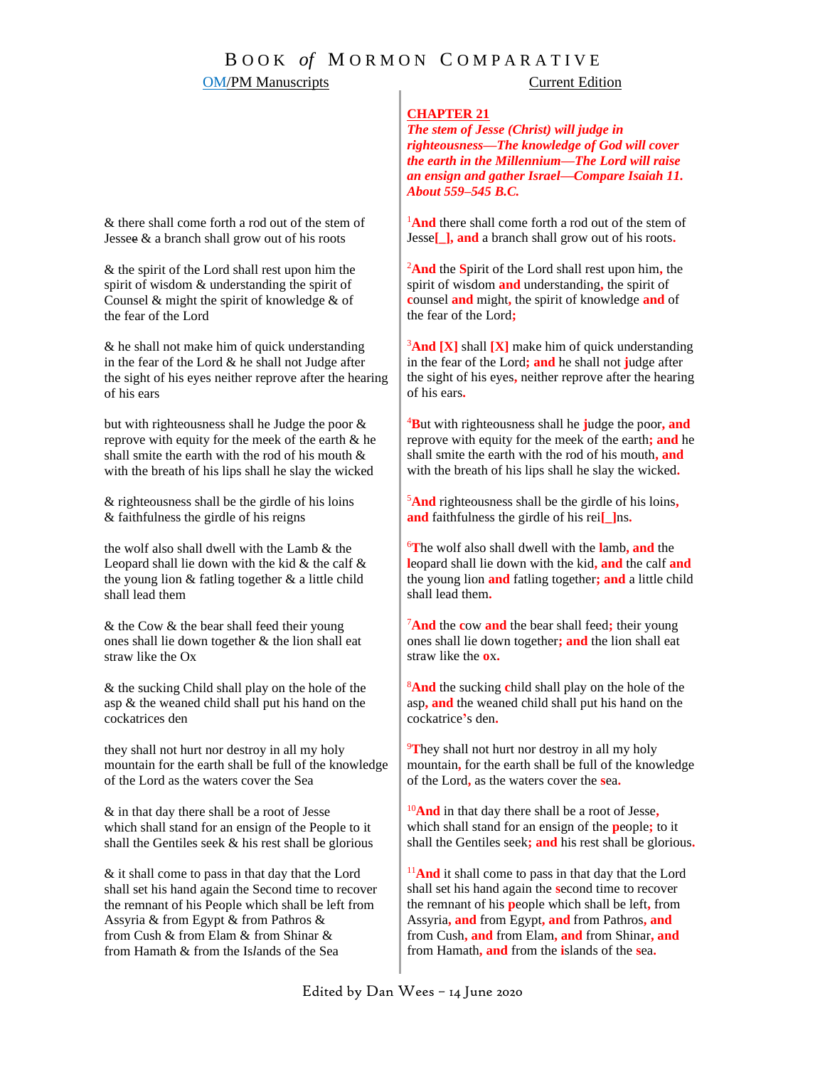# BOOK *of* MORMON COMPARATIVE

| OM/PM Manuscripts | Current Edition |
|---|---|
| | **CHAPTER 21**<br>***The stem of Jesse (Christ) will judge in righteousness—The knowledge of God will cover the earth in the Millennium—The Lord will raise an ensign and gather Israel—Compare Isaiah 11. About 559–545 B.C.*** |
| & there shall come forth a rod out of the stem of Jessee & a branch shall grow out of his roots | [1] **And** there shall come forth a rod out of the stem of Jesse**[_], and** a branch shall grow out of his roots**.** |
| & the spirit of the Lord shall rest upon him the spirit of wisdom & understanding the spirit of Counsel & might the spirit of knowledge & of the fear of the Lord | [2] **And** the **S**pirit of the Lord shall rest upon him**,** the spirit of wisdom **and** understanding**,** the spirit of **c**ounsel **and** might**,** the spirit of knowledge **and** of the fear of the Lord**;** |
| & he shall not make him of quick understanding in the fear of the Lord & he shall not Judge after the sight of his eyes neither reprove after the hearing of his ears | [3] **And [X]** shall **[X]** make him of quick understanding in the fear of the Lord**; and** he shall not **j**udge after the sight of his eyes**,** neither reprove after the hearing of his ears**.** |
| but with righteousness shall he Judge the poor & reprove with equity for the meek of the earth & he shall smite the earth with the rod of his mouth & with the breath of his lips shall he slay the wicked | [4] **B**ut with righteousness shall he **j**udge the poor**, and** reprove with equity for the meek of the earth**; and** he shall smite the earth with the rod of his mouth**, and** with the breath of his lips shall he slay the wicked**.** |
| & righteousness shall be the girdle of his loins & faithfulness the girdle of his reigns | [5] **And** righteousness shall be the girdle of his loins**, and** faithfulness the girdle of his rei**[_]**ns**.** |
| the wolf also shall dwell with the Lamb & the Leopard shall lie down with the kid & the calf & the young lion & fatling together & a little child shall lead them | [6] **T**he wolf also shall dwell with the **l**amb**, and** the **l**eopard shall lie down with the kid**, and** the calf **and** the young lion **and** fatling together**; and** a little child shall lead them**.** |
| & the Cow & the bear shall feed their young ones shall lie down together & the lion shall eat straw like the Ox | [7] **And** the **c**ow **and** the bear shall feed**;** their young ones shall lie down together**; and** the lion shall eat straw like the **o**x**.** |
| & the sucking Child shall play on the hole of the asp & the weaned child shall put his hand on the cockatrices den | [8] **And** the sucking **c**hild shall play on the hole of the asp**, and** the weaned child shall put his hand on the cockatrice**'**s den**.** |
| they shall not hurt nor destroy in all my holy mountain for the earth shall be full of the knowledge of the Lord as the waters cover the Sea | [9] **T**hey shall not hurt nor destroy in all my holy mountain**,** for the earth shall be full of the knowledge of the Lord**,** as the waters cover the **s**ea**.** |
| & in that day there shall be a root of Jesse which shall stand for an ensign of the People to it shall the Gentiles seek & his rest shall be glorious | [10] **And** in that day there shall be a root of Jesse**,** which shall stand for an ensign of the **p**eople**;** to it shall the Gentiles seek**; and** his rest shall be glorious**.** |
| & it shall come to pass in that day that the Lord shall set his hand again the Second time to recover the remnant of his People which shall be left from Assyria & from Egypt & from Pathros & from Cush & from Elam & from Shinar & from Hamath & from the Islands of the Sea | [11] **And** it shall come to pass in that day that the Lord shall set his hand again the **s**econd time to recover the remnant of his **p**eople which shall be left**,** from Assyria**, and** from Egypt**, and** from Pathros**, and** from Cush**, and** from Elam**, and** from Shinar**, and** from Hamath**, and** from the **i**slands of the **s**ea**.** |

Edited by Dan Wees – 14 June 2020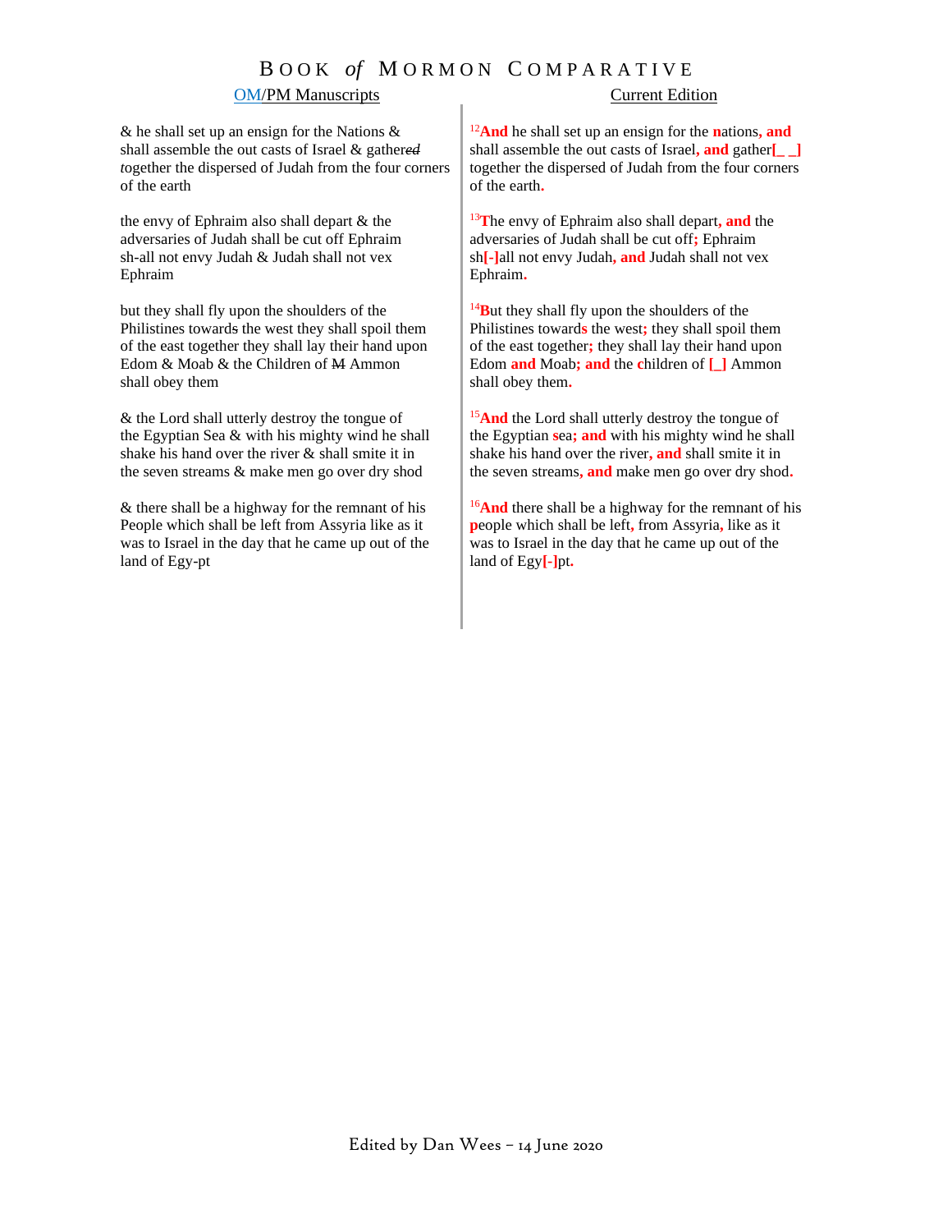# BOOK *of* MORMON COMPARATIVE

| OM/PM Manuscripts | Current Edition |
|---|---|
| & he shall set up an ensign for the Nations & shall assemble the out casts of Israel & gather~~ed~~ *t*ogether the dispersed of Judah from the four corners of the earth | [12]**And** he shall set up an ensign for the **n**ations**, and** shall assemble the out casts of Israel**, and** gather**[_ _]** together the dispersed of Judah from the four corners of the earth**.** |
| the envy of Ephraim also shall depart & the adversaries of Judah shall be cut off Ephraim sh-all not envy Judah & Judah shall not vex Ephraim | [13]**T**he envy of Ephraim also shall depart**, and** the adversaries of Judah shall be cut off**;** Ephraim sh**[-]**all not envy Judah**, and** Judah shall not vex Ephraim**.** |
| but they shall fly upon the shoulders of the Philistines toward~~s~~ the west they shall spoil them of the east together they shall lay their hand upon Edom & Moab & the Children of ~~M~~ Ammon shall obey them | [14]**B**ut they shall fly upon the shoulders of the Philistines toward**s** the west**;** they shall spoil them of the east together**;** they shall lay their hand upon Edom **and** Moab**; and** the **c**hildren of **[_]** Ammon shall obey them**.** |
| & the Lord shall utterly destroy the tongue of the Egyptian Sea & with his mighty wind he shall shake his hand over the river & shall smite it in the seven streams & make men go over dry shod | [15]**And** the Lord shall utterly destroy the tongue of the Egyptian **s**ea**; and** with his mighty wind he shall shake his hand over the river**, and** shall smite it in the seven streams**, and** make men go over dry shod**.** |
| & there shall be a highway for the remnant of his People which shall be left from Assyria like as it was to Israel in the day that he came up out of the land of Egy-pt | [16]**And** there shall be a highway for the remnant of his **p**eople which shall be left**,** from Assyria**,** like as it was to Israel in the day that he came up out of the land of Egy**[-]**pt**.** |

Edited by Dan Wees – 14 June 2020